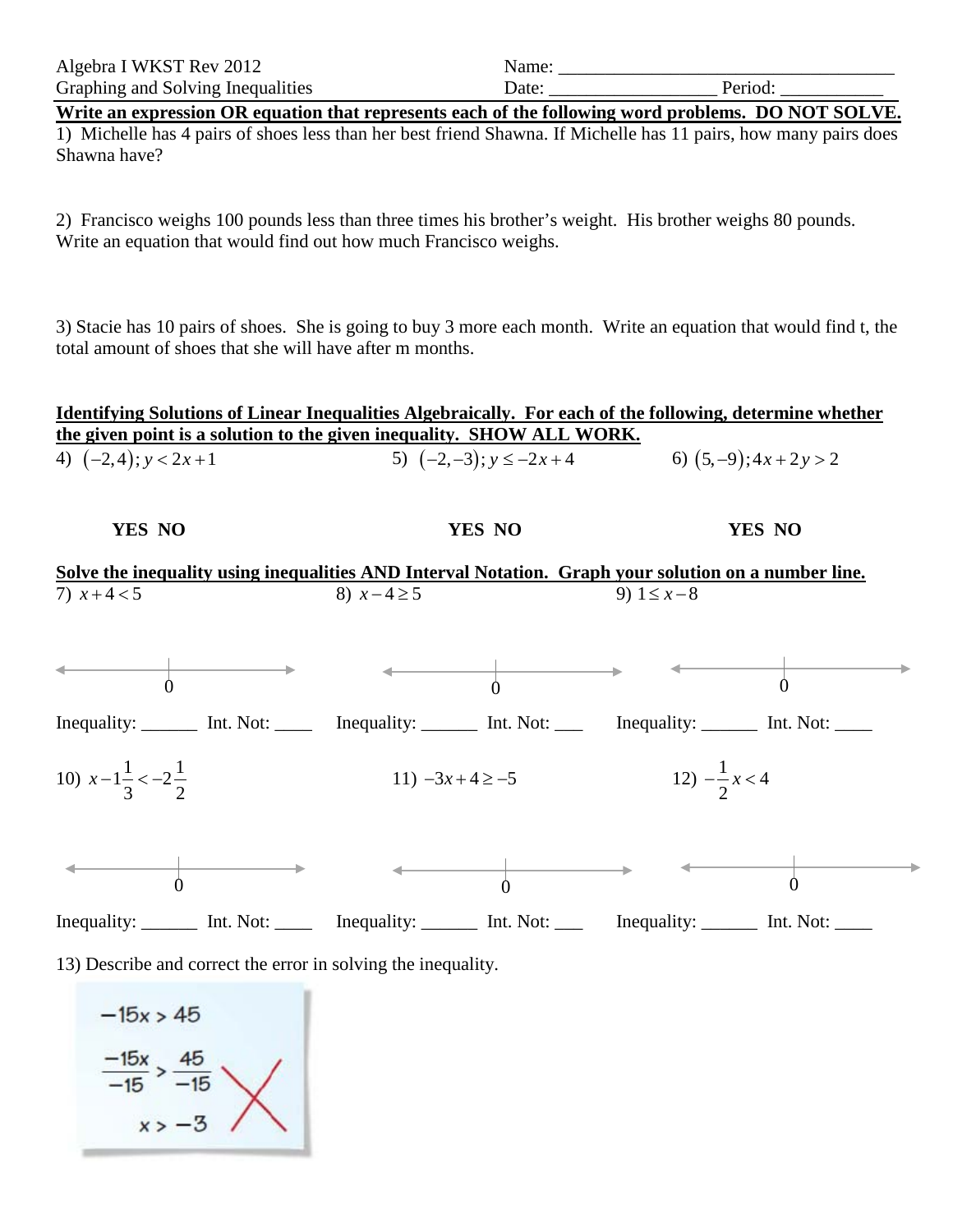Algebra I WKST Rev 2012
Graphing and Solving Inequalities

Name: ___________________________________
Date: _________________ Period: __________

**Write an expression OR equation that represents each of the following word problems. DO NOT SOLVE.**

1) Michelle has 4 pairs of shoes less than her best friend Shawna. If Michelle has 11 pairs, how many pairs does Shawna have?

2) Francisco weighs 100 pounds less than three times his brother's weight. His brother weighs 80 pounds. Write an equation that would find out how much Francisco weighs.

3) Stacie has 10 pairs of shoes. She is going to buy 3 more each month. Write an equation that would find t, the total amount of shoes that she will have after m months.

**Identifying Solutions of Linear Inequalities Algebraically. For each of the following, determine whether the given point is a solution to the given inequality. SHOW ALL WORK.**

4) $(-2,4); y < 2x+1$

**YES NO**

5) $(-2,-3); y \leq -2x+4$

**YES NO**

6) $(5,-9); 4x+2y > 2$

**YES NO**

**Solve the inequality using inequalities AND Interval Notation. Graph your solution on a number line.**

7) $x+4<5$

Inequality: ______ Int. Not: ____

8) $x-4 \geq 5$

Inequality: ______ Int. Not: ___

9) $1 \leq x-8$

Inequality: ______ Int. Not: ____

10) $x-1\frac{1}{3} < -2\frac{1}{2}$

Inequality: ______ Int. Not: ____

11) $-3x+4 \geq -5$

Inequality: ______ Int. Not: ___

12) $-\frac{1}{2}x < 4$

Inequality: ______ Int. Not: ____

13) Describe and correct the error in solving the inequality.

$$-15x > 45$$

$$\frac{-15x}{-15} > \frac{45}{-15}$$

$$x > -3$$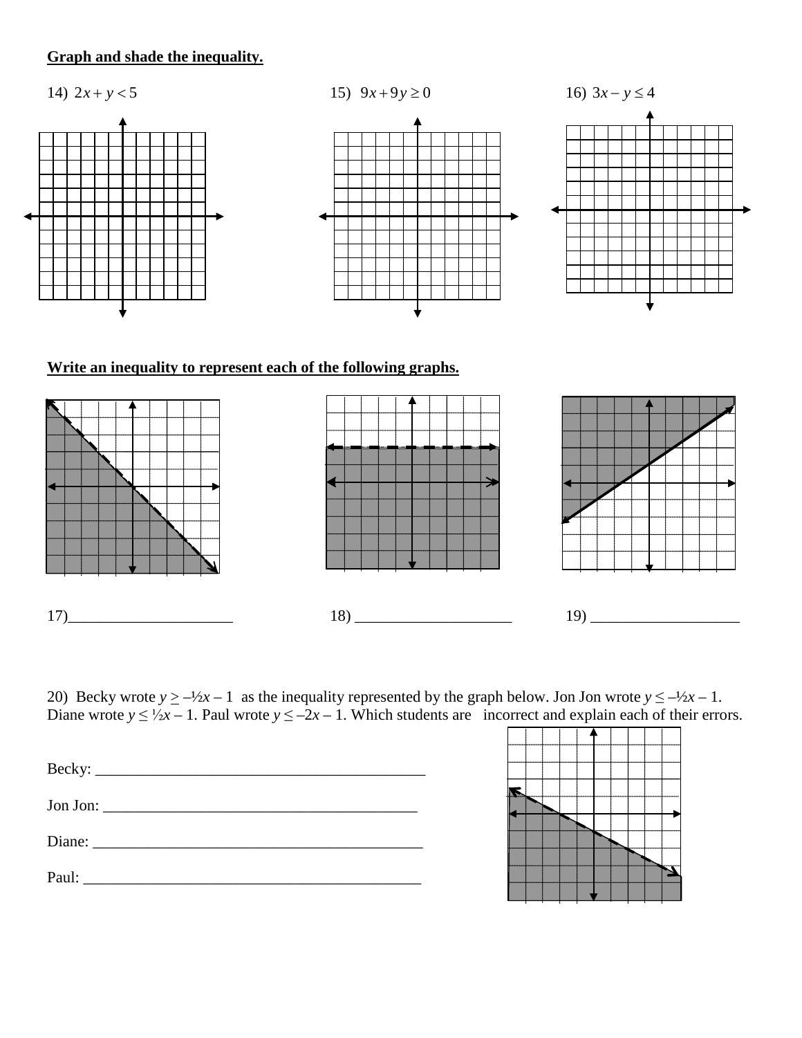**Graph and shade the inequality.**

14) $2x + y < 5$

15) $9x + 9y \geq 0$

16) $3x - y \leq 4$

**Write an inequality to represent each of the following graphs.**

17)______________________

18) _____________________

19) ____________________

20) Becky wrote $y \geq -½x - 1$ as the inequality represented by the graph below. Jon Jon wrote $y \leq -½x - 1$. Diane wrote $y \leq ½x - 1$. Paul wrote $y \leq -2x - 1$. Which students are incorrect and explain each of their errors.

Becky: _____________________________________________

Jon Jon: ___________________________________________

Diane: _____________________________________________

Paul: ______________________________________________